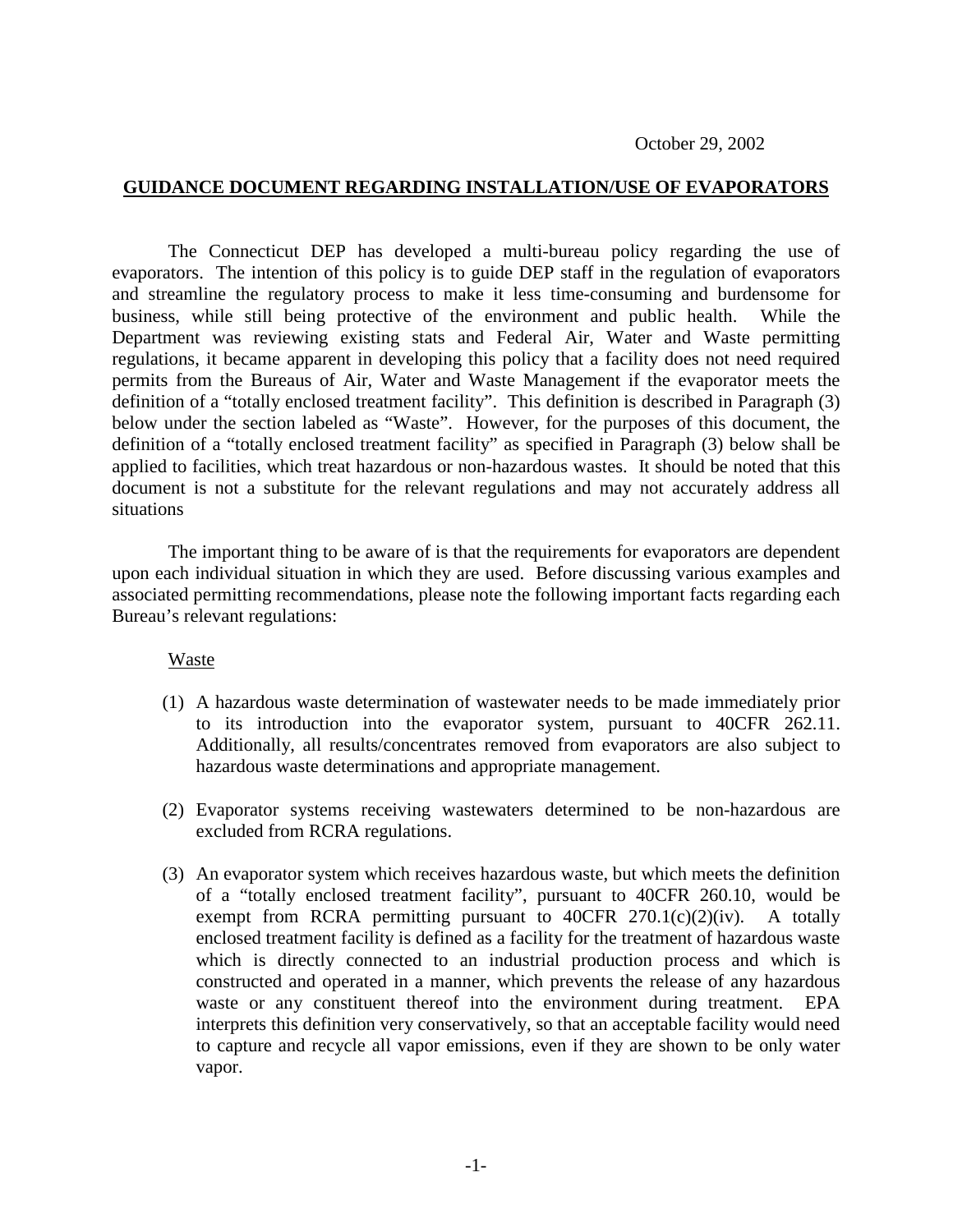October 29, 2002

**GUIDANCE DOCUMENT REGARDING INSTALLATION/USE OF EVAPORATORS**

The Connecticut DEP has developed a multi-bureau policy regarding the use of evaporators. The intention of this policy is to guide DEP staff in the regulation of evaporators and streamline the regulatory process to make it less time-consuming and burdensome for business, while still being protective of the environment and public health. While the Department was reviewing existing stats and Federal Air, Water and Waste permitting regulations, it became apparent in developing this policy that a facility does not need required permits from the Bureaus of Air, Water and Waste Management if the evaporator meets the definition of a "totally enclosed treatment facility". This definition is described in Paragraph (3) below under the section labeled as "Waste". However, for the purposes of this document, the definition of a "totally enclosed treatment facility" as specified in Paragraph (3) below shall be applied to facilities, which treat hazardous or non-hazardous wastes. It should be noted that this document is not a substitute for the relevant regulations and may not accurately address all situations

The important thing to be aware of is that the requirements for evaporators are dependent upon each individual situation in which they are used. Before discussing various examples and associated permitting recommendations, please note the following important facts regarding each Bureau's relevant regulations:

Waste

(1) A hazardous waste determination of wastewater needs to be made immediately prior to its introduction into the evaporator system, pursuant to 40CFR 262.11. Additionally, all results/concentrates removed from evaporators are also subject to hazardous waste determinations and appropriate management.

(2) Evaporator systems receiving wastewaters determined to be non-hazardous are excluded from RCRA regulations.

(3) An evaporator system which receives hazardous waste, but which meets the definition of a "totally enclosed treatment facility", pursuant to 40CFR 260.10, would be exempt from RCRA permitting pursuant to 40CFR 270.1(c)(2)(iv). A totally enclosed treatment facility is defined as a facility for the treatment of hazardous waste which is directly connected to an industrial production process and which is constructed and operated in a manner, which prevents the release of any hazardous waste or any constituent thereof into the environment during treatment. EPA interprets this definition very conservatively, so that an acceptable facility would need to capture and recycle all vapor emissions, even if they are shown to be only water vapor.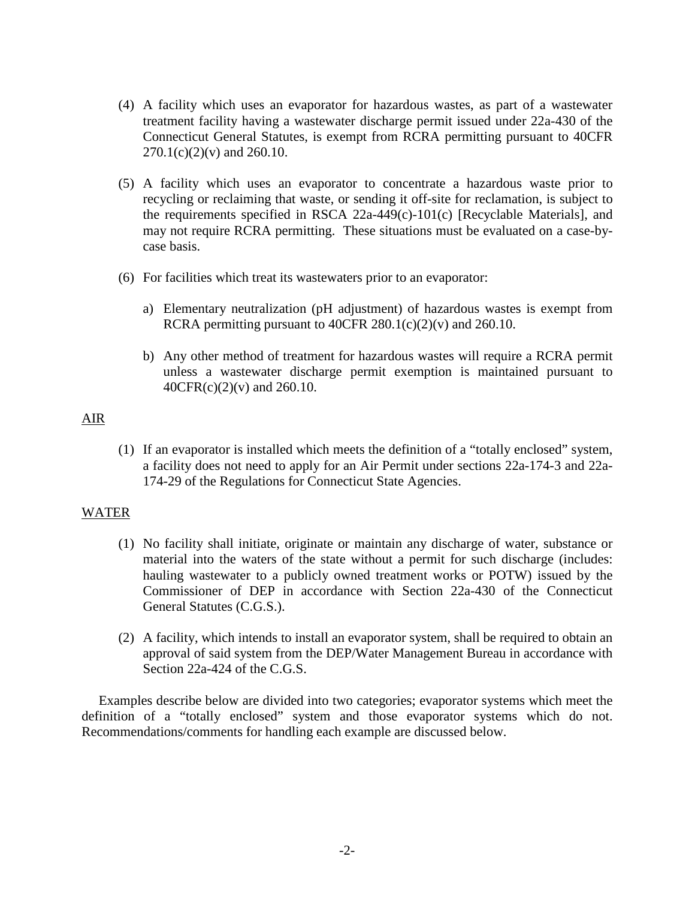(4) A facility which uses an evaporator for hazardous wastes, as part of a wastewater treatment facility having a wastewater discharge permit issued under 22a-430 of the Connecticut General Statutes, is exempt from RCRA permitting pursuant to 40CFR 270.1(c)(2)(v) and 260.10.

(5) A facility which uses an evaporator to concentrate a hazardous waste prior to recycling or reclaiming that waste, or sending it off-site for reclamation, is subject to the requirements specified in RSCA 22a-449(c)-101(c) [Recyclable Materials], and may not require RCRA permitting. These situations must be evaluated on a case-by-case basis.

(6) For facilities which treat its wastewaters prior to an evaporator:

   a) Elementary neutralization (pH adjustment) of hazardous wastes is exempt from RCRA permitting pursuant to 40CFR 280.1(c)(2)(v) and 260.10.

   b) Any other method of treatment for hazardous wastes will require a RCRA permit unless a wastewater discharge permit exemption is maintained pursuant to 40CFR(c)(2)(v) and 260.10.

<u>AIR</u>

(1) If an evaporator is installed which meets the definition of a "totally enclosed" system, a facility does not need to apply for an Air Permit under sections 22a-174-3 and 22a-174-29 of the Regulations for Connecticut State Agencies.

<u>WATER</u>

(1) No facility shall initiate, originate or maintain any discharge of water, substance or material into the waters of the state without a permit for such discharge (includes: hauling wastewater to a publicly owned treatment works or POTW) issued by the Commissioner of DEP in accordance with Section 22a-430 of the Connecticut General Statutes (C.G.S.).

(2) A facility, which intends to install an evaporator system, shall be required to obtain an approval of said system from the DEP/Water Management Bureau in accordance with Section 22a-424 of the C.G.S.

Examples describe below are divided into two categories; evaporator systems which meet the definition of a "totally enclosed" system and those evaporator systems which do not. Recommendations/comments for handling each example are discussed below.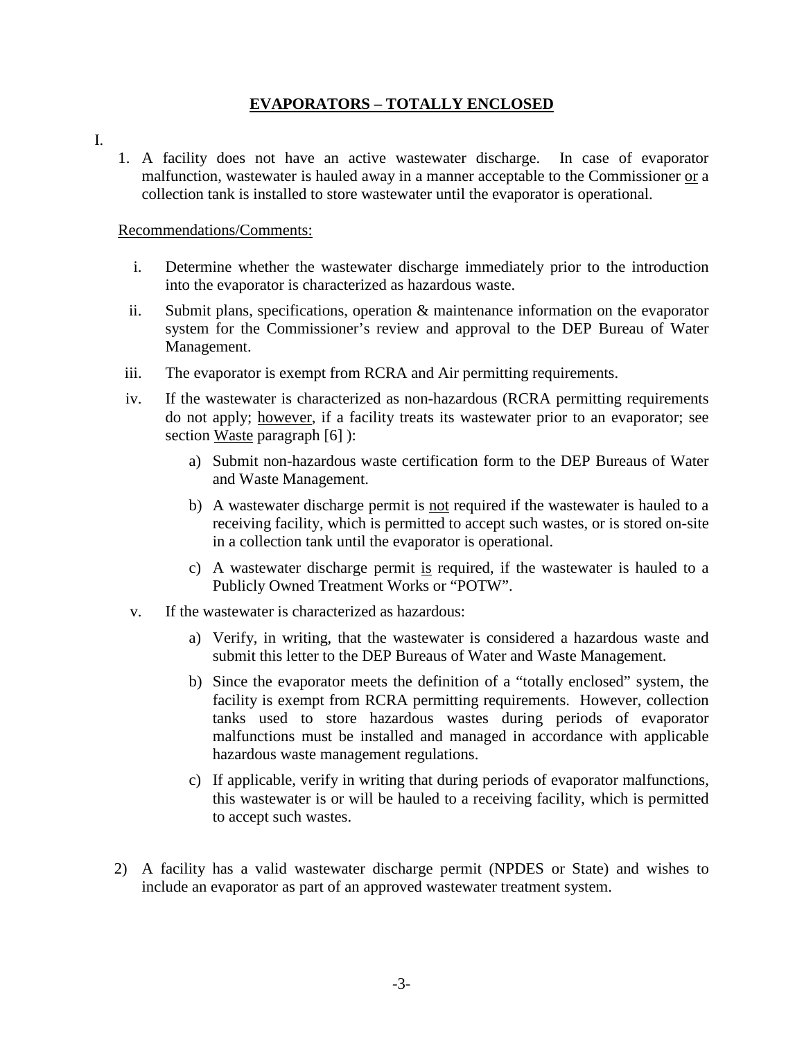# EVAPORATORS – TOTALLY ENCLOSED

I.

1. A facility does not have an active wastewater discharge. In case of evaporator malfunction, wastewater is hauled away in a manner acceptable to the Commissioner or a collection tank is installed to store wastewater until the evaporator is operational.

Recommendations/Comments:

i. Determine whether the wastewater discharge immediately prior to the introduction into the evaporator is characterized as hazardous waste.

ii. Submit plans, specifications, operation & maintenance information on the evaporator system for the Commissioner's review and approval to the DEP Bureau of Water Management.

iii. The evaporator is exempt from RCRA and Air permitting requirements.

iv. If the wastewater is characterized as non-hazardous (RCRA permitting requirements do not apply; however, if a facility treats its wastewater prior to an evaporator; see section Waste paragraph [6] ):

   a) Submit non-hazardous waste certification form to the DEP Bureaus of Water and Waste Management.

   b) A wastewater discharge permit is not required if the wastewater is hauled to a receiving facility, which is permitted to accept such wastes, or is stored on-site in a collection tank until the evaporator is operational.

   c) A wastewater discharge permit is required, if the wastewater is hauled to a Publicly Owned Treatment Works or "POTW".

v. If the wastewater is characterized as hazardous:

   a) Verify, in writing, that the wastewater is considered a hazardous waste and submit this letter to the DEP Bureaus of Water and Waste Management.

   b) Since the evaporator meets the definition of a "totally enclosed" system, the facility is exempt from RCRA permitting requirements. However, collection tanks used to store hazardous wastes during periods of evaporator malfunctions must be installed and managed in accordance with applicable hazardous waste management regulations.

   c) If applicable, verify in writing that during periods of evaporator malfunctions, this wastewater is or will be hauled to a receiving facility, which is permitted to accept such wastes.

2) A facility has a valid wastewater discharge permit (NPDES or State) and wishes to include an evaporator as part of an approved wastewater treatment system.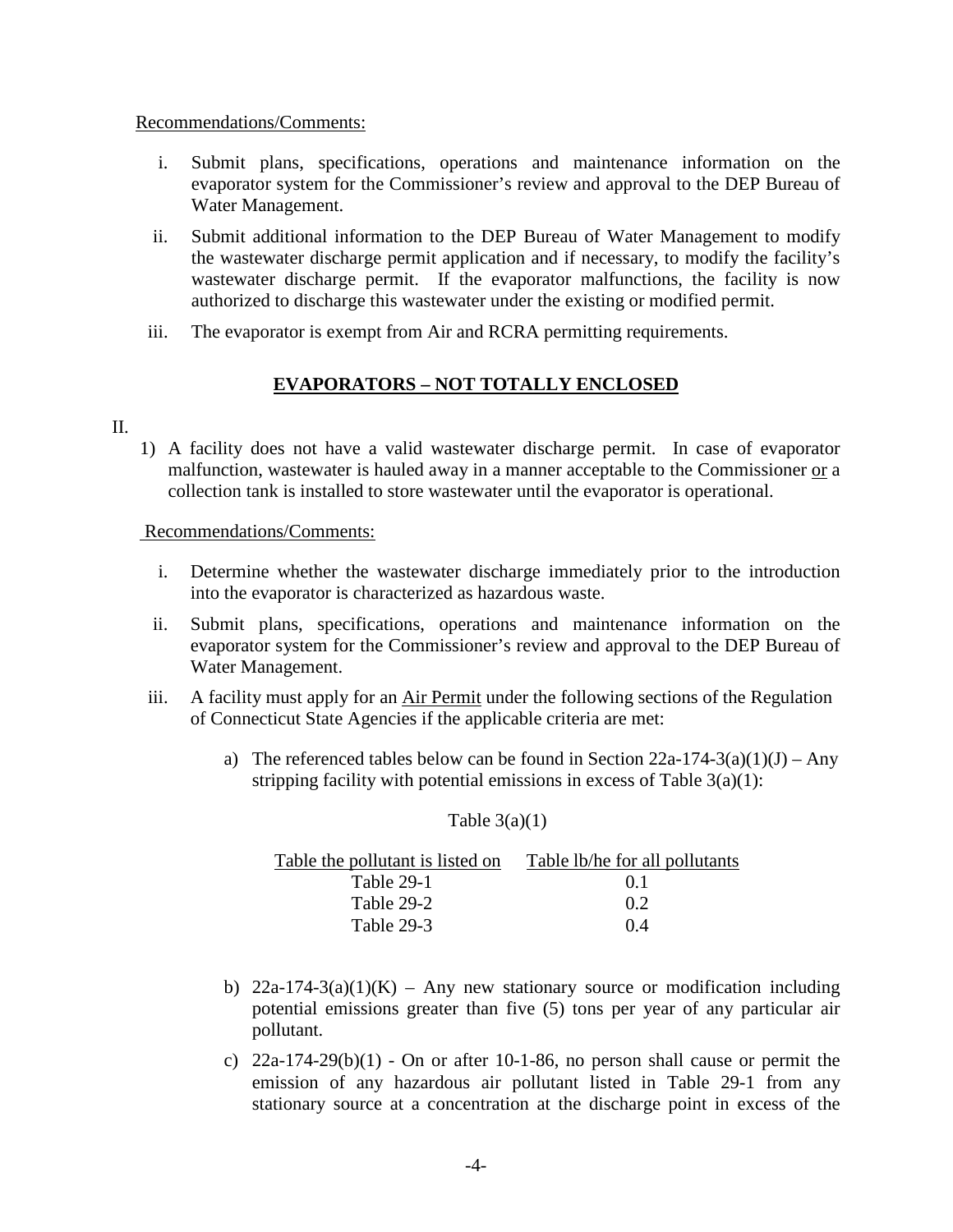Recommendations/Comments:

i. Submit plans, specifications, operations and maintenance information on the evaporator system for the Commissioner's review and approval to the DEP Bureau of Water Management.

ii. Submit additional information to the DEP Bureau of Water Management to modify the wastewater discharge permit application and if necessary, to modify the facility's wastewater discharge permit. If the evaporator malfunctions, the facility is now authorized to discharge this wastewater under the existing or modified permit.

iii. The evaporator is exempt from Air and RCRA permitting requirements.

## EVAPORATORS – NOT TOTALLY ENCLOSED

II.

1) A facility does not have a valid wastewater discharge permit. In case of evaporator malfunction, wastewater is hauled away in a manner acceptable to the Commissioner or a collection tank is installed to store wastewater until the evaporator is operational.

Recommendations/Comments:

i. Determine whether the wastewater discharge immediately prior to the introduction into the evaporator is characterized as hazardous waste.

ii. Submit plans, specifications, operations and maintenance information on the evaporator system for the Commissioner's review and approval to the DEP Bureau of Water Management.

iii. A facility must apply for an Air Permit under the following sections of the Regulation of Connecticut State Agencies if the applicable criteria are met:

a) The referenced tables below can be found in Section 22a-174-3(a)(1)(J) – Any stripping facility with potential emissions in excess of Table 3(a)(1):

Table 3(a)(1)

| Table the pollutant is listed on | Table lb/he for all pollutants |
|---|---|
| Table 29-1 | 0.1 |
| Table 29-2 | 0.2 |
| Table 29-3 | 0.4 |

b) 22a-174-3(a)(1)(K) – Any new stationary source or modification including potential emissions greater than five (5) tons per year of any particular air pollutant.

c) 22a-174-29(b)(1) - On or after 10-1-86, no person shall cause or permit the emission of any hazardous air pollutant listed in Table 29-1 from any stationary source at a concentration at the discharge point in excess of the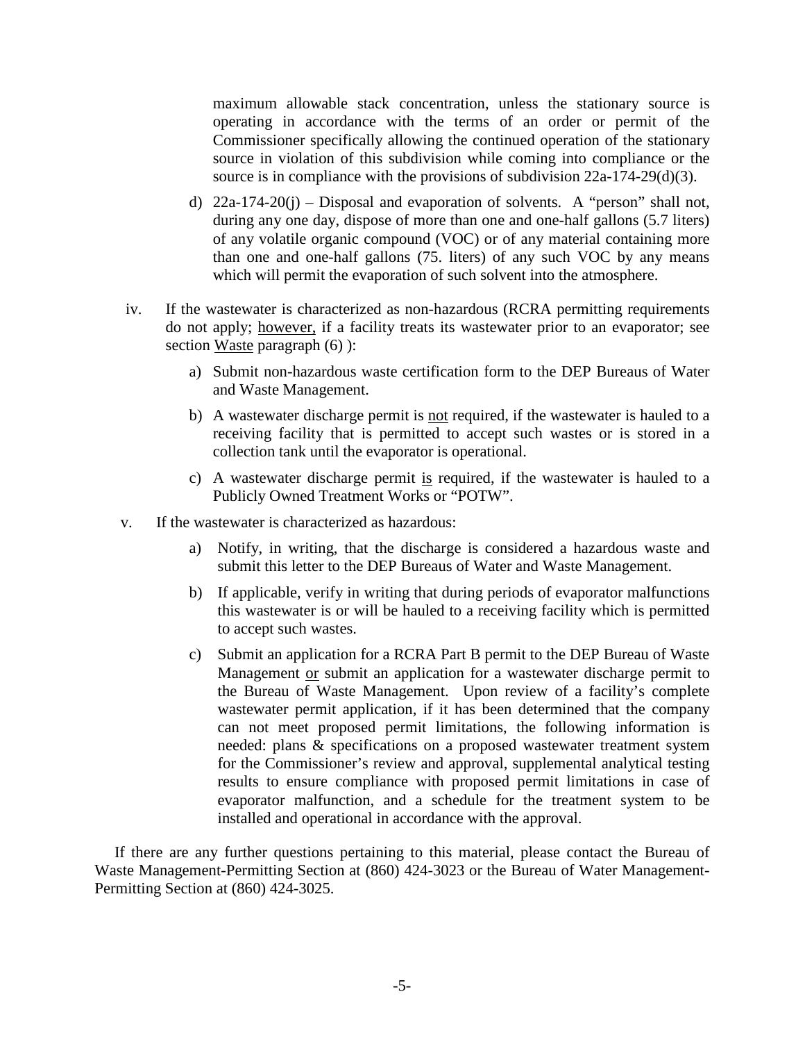maximum allowable stack concentration, unless the stationary source is operating in accordance with the terms of an order or permit of the Commissioner specifically allowing the continued operation of the stationary source in violation of this subdivision while coming into compliance or the source is in compliance with the provisions of subdivision 22a-174-29(d)(3).

d) 22a-174-20(j) – Disposal and evaporation of solvents. A "person" shall not, during any one day, dispose of more than one and one-half gallons (5.7 liters) of any volatile organic compound (VOC) or of any material containing more than one and one-half gallons (75. liters) of any such VOC by any means which will permit the evaporation of such solvent into the atmosphere.

iv. If the wastewater is characterized as non-hazardous (RCRA permitting requirements do not apply; <u>however,</u> if a facility treats its wastewater prior to an evaporator; see section <u>Waste</u> paragraph (6) ):

a) Submit non-hazardous waste certification form to the DEP Bureaus of Water and Waste Management.

b) A wastewater discharge permit is <u>not</u> required, if the wastewater is hauled to a receiving facility that is permitted to accept such wastes or is stored in a collection tank until the evaporator is operational.

c) A wastewater discharge permit <u>is</u> required, if the wastewater is hauled to a Publicly Owned Treatment Works or "POTW".

v. If the wastewater is characterized as hazardous:

a) Notify, in writing, that the discharge is considered a hazardous waste and submit this letter to the DEP Bureaus of Water and Waste Management.

b) If applicable, verify in writing that during periods of evaporator malfunctions this wastewater is or will be hauled to a receiving facility which is permitted to accept such wastes.

c) Submit an application for a RCRA Part B permit to the DEP Bureau of Waste Management <u>or</u> submit an application for a wastewater discharge permit to the Bureau of Waste Management. Upon review of a facility's complete wastewater permit application, if it has been determined that the company can not meet proposed permit limitations, the following information is needed: plans & specifications on a proposed wastewater treatment system for the Commissioner's review and approval, supplemental analytical testing results to ensure compliance with proposed permit limitations in case of evaporator malfunction, and a schedule for the treatment system to be installed and operational in accordance with the approval.

If there are any further questions pertaining to this material, please contact the Bureau of Waste Management-Permitting Section at (860) 424-3023 or the Bureau of Water Management-Permitting Section at (860) 424-3025.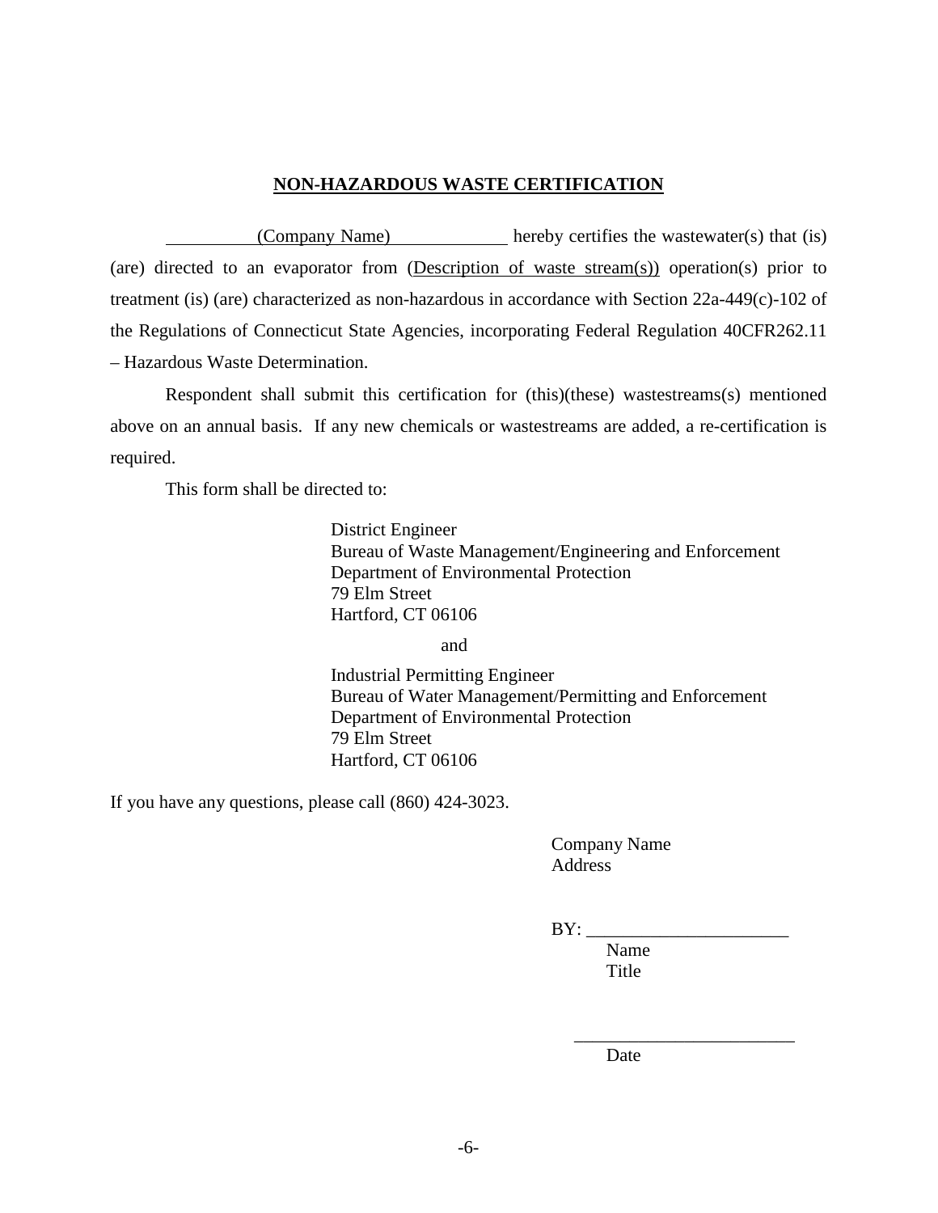**NON-HAZARDOUS WASTE CERTIFICATION**

(Company Name) hereby certifies the wastewater(s) that (is) (are) directed to an evaporator from (Description of waste stream(s)) operation(s) prior to treatment (is) (are) characterized as non-hazardous in accordance with Section 22a-449(c)-102 of the Regulations of Connecticut State Agencies, incorporating Federal Regulation 40CFR262.11 – Hazardous Waste Determination.

Respondent shall submit this certification for (this)(these) wastestreams(s) mentioned above on an annual basis. If any new chemicals or wastestreams are added, a re-certification is required.

This form shall be directed to:

District Engineer
Bureau of Waste Management/Engineering and Enforcement
Department of Environmental Protection
79 Elm Street
Hartford, CT 06106

and

Industrial Permitting Engineer
Bureau of Water Management/Permitting and Enforcement
Department of Environmental Protection
79 Elm Street
Hartford, CT 06106

If you have any questions, please call (860) 424-3023.

Company Name
Address

BY: ______________________
Name
Title

________________________
Date